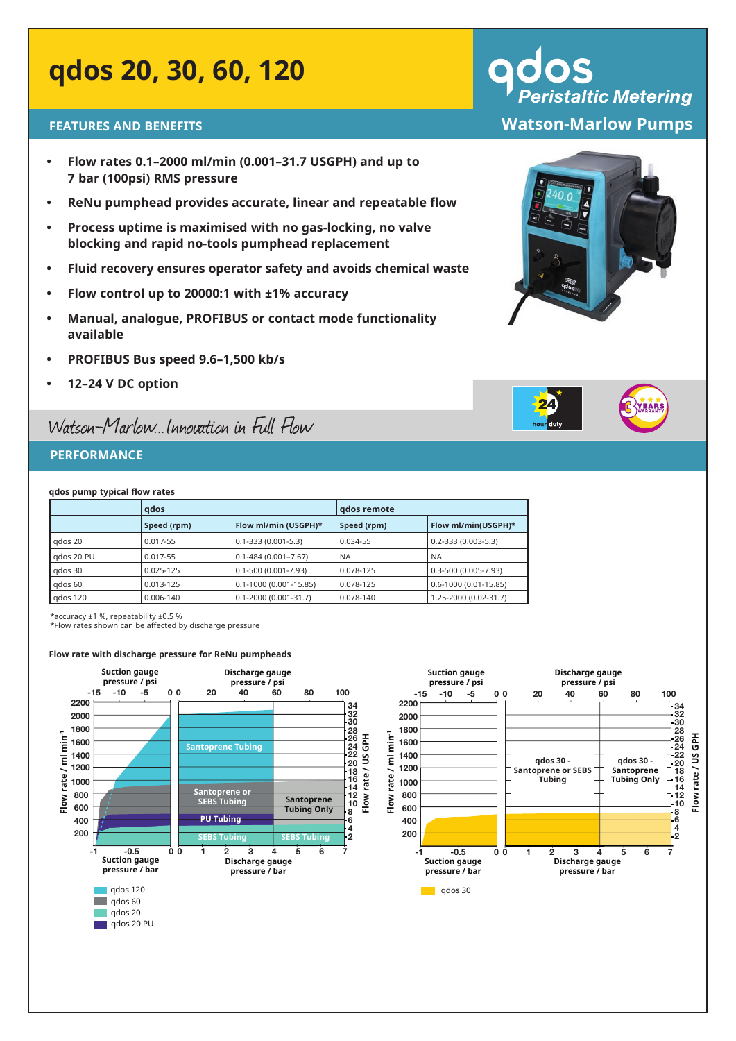# qdos 20, 30, 60, 120

**qdos** *Peristaltic Metering*

**Watson-Marlow Pumps**

## FEATURES AND BENEFITS

- **Flow rates 0.1–2000 ml/min (0.001–31.7 USGPH) and up to 7 bar (100psi) RMS pressure**
- **ReNu pumphead provides accurate, linear and repeatable flow**
- **Process uptime is maximised with no gas-locking, no valve blocking and rapid no-tools pumphead replacement**
- **Fluid recovery ensures operator safety and avoids chemical waste**
- **Flow control up to 20000:1 with ±1% accuracy**
- **Manual, analogue, PROFIBUS or contact mode functionality available**
- **PROFIBUS Bus speed 9.6–1,500 kb/s**
- **12–24 V DC option**

*Watson-Marlow...Innovation in Full Flow*

## PERFORMANCE

**qdos pump typical flow rates**

| | qdos | | qdos remote | |
|---|---|---|---|---|
| | Speed (rpm) | Flow ml/min (USGPH)* | Speed (rpm) | Flow ml/min(USGPH)* |
| qdos 20 | 0.017-55 | 0.1-333 (0.001-5.3) | 0.034-55 | 0.2-333 (0.003-5.3) |
| qdos 20 PU | 0.017-55 | 0.1-484 (0.001–7.67) | NA | NA |
| qdos 30 | 0.025-125 | 0.1-500 (0.001-7.93) | 0.078-125 | 0.3-500 (0.005-7.93) |
| qdos 60 | 0.013-125 | 0.1-1000 (0.001-15.85) | 0.078-125 | 0.6-1000 (0.01-15.85) |
| qdos 120 | 0.006-140 | 0.1-2000 (0.001-31.7) | 0.078-140 | 1.25-2000 (0.02-31.7) |

*accuracy ±1 %, repeatability ±0.5 %
*Flow rates shown can be affected by discharge pressure

**Flow rate with discharge pressure for ReNu pumpheads**

Legend: qdos 120, qdos 60, qdos 20, qdos 20 PU; qdos 30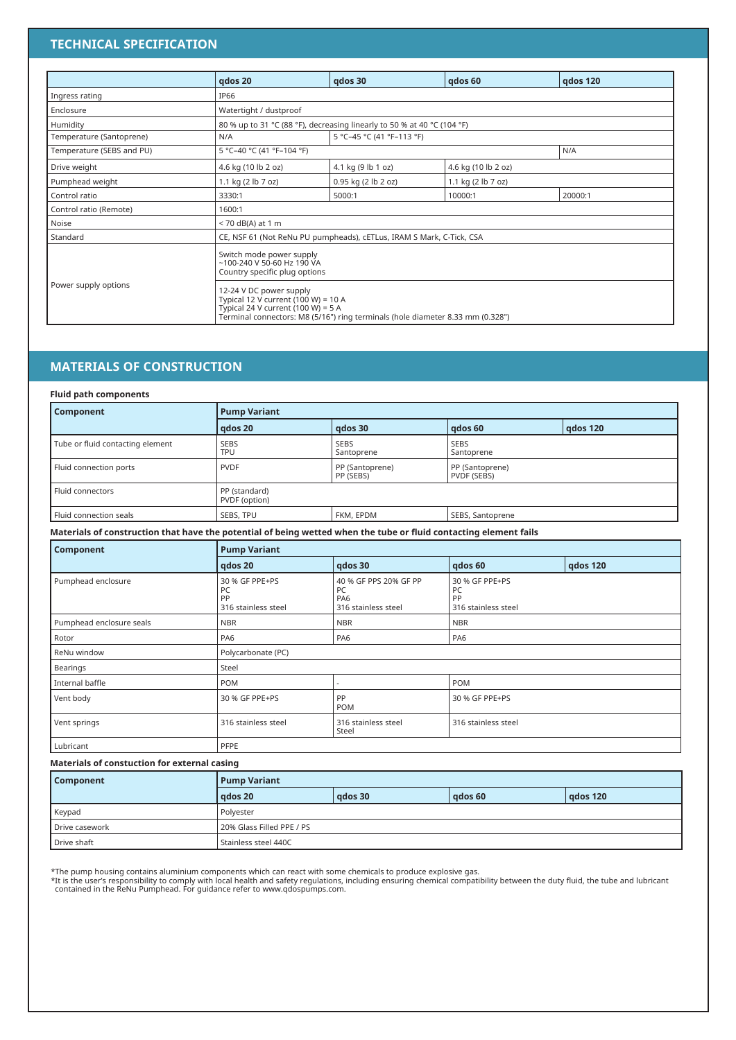## TECHNICAL SPECIFICATION

| | qdos 20 | qdos 30 | qdos 60 | qdos 120 |
|---|---|---|---|---|
| Ingress rating | IP66 | | | |
| Enclosure | Watertight / dustproof | | | |
| Humidity | 80 % up to 31 °C (88 °F), decreasing linearly to 50 % at 40 °C (104 °F) | | | |
| Temperature (Santoprene) | N/A | 5 °C–45 °C (41 °F–113 °F) | | |
| Temperature (SEBS and PU) | 5 °C–40 °C (41 °F–104 °F) | | | N/A |
| Drive weight | 4.6 kg (10 lb 2 oz) | 4.1 kg (9 lb 1 oz) | 4.6 kg (10 lb 2 oz) | |
| Pumphead weight | 1.1 kg (2 lb 7 oz) | 0.95 kg (2 lb 2 oz) | 1.1 kg (2 lb 7 oz) | |
| Control ratio | 3330:1 | 5000:1 | 10000:1 | 20000:1 |
| Control ratio (Remote) | 1600:1 | | | |
| Noise | < 70 dB(A) at 1 m | | | |
| Standard | CE, NSF 61 (Not ReNu PU pumpheads), cETLus, IRAM S Mark, C-Tick, CSA | | | |
| Power supply options | Switch mode power supply<br>~100-240 V 50-60 Hz 190 VA<br>Country specific plug options | | | |
| | 12-24 V DC power supply<br>Typical 12 V current (100 W) = 10 A<br>Typical 24 V current (100 W) = 5 A<br>Terminal connectors: M8 (5/16") ring terminals (hole diameter 8.33 mm (0.328") | | | |

## MATERIALS OF CONSTRUCTION

**Fluid path components**

| Component | Pump Variant | | | |
|---|---|---|---|---|
| | qdos 20 | qdos 30 | qdos 60 | qdos 120 |
| Tube or fluid contacting element | SEBS<br>TPU | SEBS<br>Santoprene | SEBS<br>Santoprene | |
| Fluid connection ports | PVDF | PP (Santoprene)<br>PP (SEBS) | PP (Santoprene)<br>PVDF (SEBS) | |
| Fluid connectors | PP (standard)<br>PVDF (option) | | | |
| Fluid connection seals | SEBS, TPU | FKM, EPDM | SEBS, Santoprene | |

**Materials of construction that have the potential of being wetted when the tube or fluid contacting element fails**

| Component | Pump Variant | | | |
|---|---|---|---|---|
| | qdos 20 | qdos 30 | qdos 60 | qdos 120 |
| Pumphead enclosure | 30 % GF PPE+PS<br>PC<br>PP<br>316 stainless steel | 40 % GF PPS 20% GF PP<br>PC<br>PA6<br>316 stainless steel | 30 % GF PPE+PS<br>PC<br>PP<br>316 stainless steel | |
| Pumphead enclosure seals | NBR | NBR | NBR | |
| Rotor | PA6 | PA6 | PA6 | |
| ReNu window | Polycarbonate (PC) | | | |
| Bearings | Steel | | | |
| Internal baffle | POM | - | POM | |
| Vent body | 30 % GF PPE+PS | PP<br>POM | 30 % GF PPE+PS | |
| Vent springs | 316 stainless steel | 316 stainless steel<br>Steel | 316 stainless steel | |
| Lubricant | PFPE | | | |

**Materials of constuction for external casing**

| Component | Pump Variant | | | |
|---|---|---|---|---|
| | qdos 20 | qdos 30 | qdos 60 | qdos 120 |
| Keypad | Polyester | | | |
| Drive casework | 20% Glass Filled PPE / PS | | | |
| Drive shaft | Stainless steel 440C | | | |

*The pump housing contains aluminium components which can react with some chemicals to produce explosive gas.
*It is the user's responsibility to comply with local health and safety regulations, including ensuring chemical compatibility between the duty fluid, the tube and lubricant contained in the ReNu Pumphead. For guidance refer to www.qdospumps.com.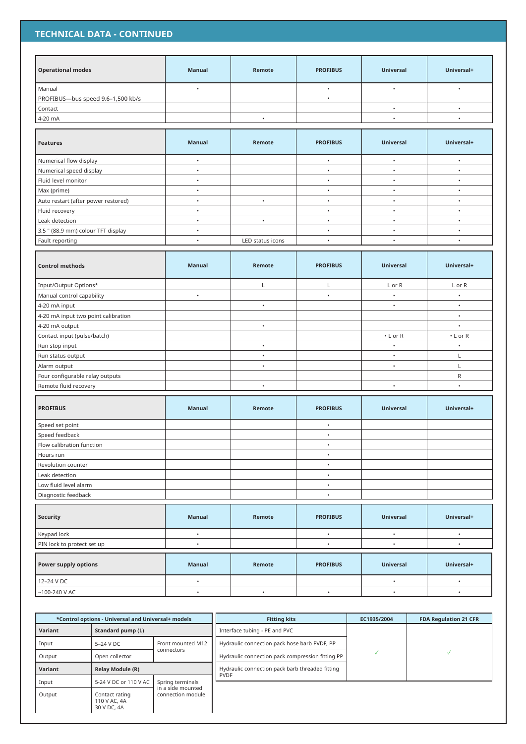## TECHNICAL DATA - CONTINUED

| Operational modes | Manual | Remote | PROFIBUS | Universal | Universal+ |
|---|---|---|---|---|---|
| Manual | • | | • | • | • |
| PROFIBUS—bus speed 9.6–1,500 kb/s | | | • | | |
| Contact | | | | • | • |
| 4-20 mA | | • | | • | • |

| Features | Manual | Remote | PROFIBUS | Universal | Universal+ |
|---|---|---|---|---|---|
| Numerical flow display | • | | • | • | • |
| Numerical speed display | • | | • | • | • |
| Fluid level monitor | • | | • | • | • |
| Max (prime) | • | | • | • | • |
| Auto restart (after power restored) | • | • | • | • | • |
| Fluid recovery | • | | • | • | • |
| Leak detection | • | • | • | • | • |
| 3.5 " (88.9 mm) colour TFT display | • | | • | • | • |
| Fault reporting | • | LED status icons | • | • | • |

| Control methods | Manual | Remote | PROFIBUS | Universal | Universal+ |
|---|---|---|---|---|---|
| Input/Output Options* | | L | L | L or R | L or R |
| Manual control capability | • | | • | • | • |
| 4-20 mA input | | • | | • | • |
| 4-20 mA input two point calibration | | | | | • |
| 4-20 mA output | | • | | | • |
| Contact input (pulse/batch) | | | | • L or R | • L or R |
| Run stop input | | • | | • | • |
| Run status output | | • | | • | L |
| Alarm output | | • | | • | L |
| Four configurable relay outputs | | | | | R |
| Remote fluid recovery | | • | | • | • |

| PROFIBUS | Manual | Remote | PROFIBUS | Universal | Universal+ |
|---|---|---|---|---|---|
| Speed set point | | | • | | |
| Speed feedback | | | • | | |
| Flow calibration function | | | • | | |
| Hours run | | | • | | |
| Revolution counter | | | • | | |
| Leak detection | | | • | | |
| Low fluid level alarm | | | • | | |
| Diagnostic feedback | | | • | | |

| Security | Manual | Remote | PROFIBUS | Universal | Universal+ |
|---|---|---|---|---|---|
| Keypad lock | • | | • | • | • |
| PIN lock to protect set up | • | | • | • | • |

| Power supply options | Manual | Remote | PROFIBUS | Universal | Universal+ |
|---|---|---|---|---|---|
| 12–24 V DC | • | | | • | • |
| ~100-240 V AC | • | • | • | • | • |

| *Control options - Universal and Universal+ models | | |
|---|---|---|
| **Variant** | **Standard pump (L)** | |
| Input | 5–24 V DC | Front mounted M12 connectors |
| Output | Open collector | |
| **Variant** | **Relay Module (R)** | |
| Input | 5-24 V DC or 110 V AC | Spring terminals in a side mounted connection module |
| Output | Contact rating 110 V AC, 4A 30 V DC, 4A | |

| Fitting kits | EC1935/2004 | FDA Regulation 21 CFR |
|---|---|---|
| Interface tubing - PE and PVC | ✓ | ✓ |
| Hydraulic connection pack hose barb PVDF, PP | | |
| Hydraulic connection pack compression fitting PP | | |
| Hydraulic connection pack barb threaded fitting PVDF | | |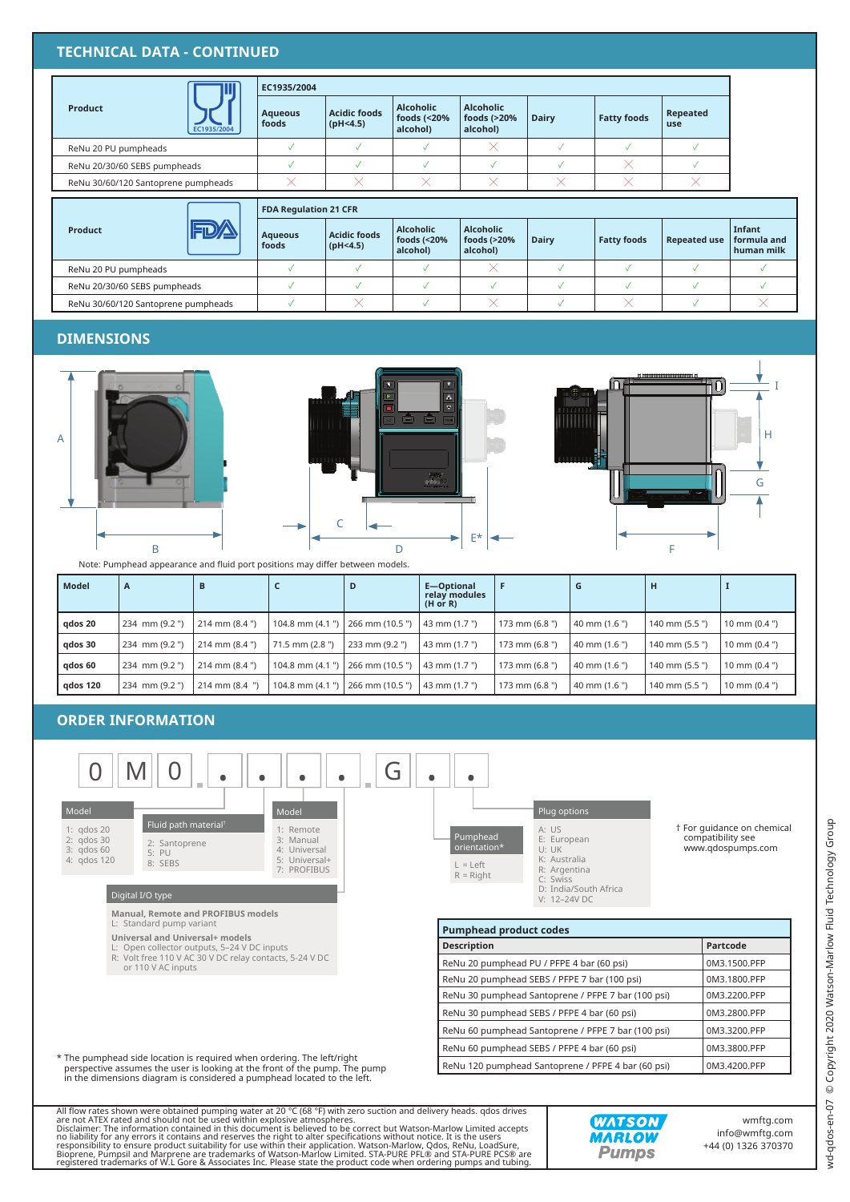## TECHNICAL DATA - CONTINUED

| Product | EC1935/2004 | | | | | | |
|---|---|---|---|---|---|---|---|
| | Aqueous foods | Acidic foods (pH<4.5) | Alcoholic foods (<20% alcohol) | Alcoholic foods (>20% alcohol) | Dairy | Fatty foods | Repeated use |
| ReNu 20 PU pumpheads | ✓ | ✓ | ✓ | ✗ | ✓ | ✓ | ✓ |
| ReNu 20/30/60 SEBS pumpheads | ✓ | ✓ | ✓ | ✓ | ✓ | ✗ | ✓ |
| ReNu 30/60/120 Santoprene pumpheads | ✗ | ✗ | ✗ | ✗ | ✗ | ✗ | ✗ |

| Product | FDA Regulation 21 CFR | | | | | | | |
|---|---|---|---|---|---|---|---|---|
| | Aqueous foods | Acidic foods (pH<4.5) | Alcoholic foods (<20% alcohol) | Alcoholic foods (>20% alcohol) | Dairy | Fatty foods | Repeated use | Infant formula and human milk |
| ReNu 20 PU pumpheads | ✓ | ✓ | ✓ | ✗ | ✓ | ✓ | ✓ | ✓ |
| ReNu 20/30/60 SEBS pumpheads | ✓ | ✓ | ✓ | ✓ | ✓ | ✓ | ✓ | ✓ |
| ReNu 30/60/120 Santoprene pumpheads | ✓ | ✗ | ✓ | ✗ | ✓ | ✗ | ✓ | ✗ |

## DIMENSIONS

A B C D E* F G H I

Note: Pumphead appearance and fluid port positions may differ between models.

| Model | A | B | C | D | E—Optional relay modules (H or R) | F | G | H | I |
|---|---|---|---|---|---|---|---|---|---|
| qdos 20 | 234 mm (9.2 ") | 214 mm (8.4 ") | 104.8 mm (4.1 ") | 266 mm (10.5 ") | 43 mm (1.7 ") | 173 mm (6.8 ") | 40 mm (1.6 ") | 140 mm (5.5 ") | 10 mm (0.4 ") |
| qdos 30 | 234 mm (9.2 ") | 214 mm (8.4 ") | 71.5 mm (2.8 ") | 233 mm (9.2 ") | 43 mm (1.7 ") | 173 mm (6.8 ") | 40 mm (1.6 ") | 140 mm (5.5 ") | 10 mm (0.4 ") |
| qdos 60 | 234 mm (9.2 ") | 214 mm (8.4 ") | 104.8 mm (4.1 ") | 266 mm (10.5 ") | 43 mm (1.7 ") | 173 mm (6.8 ") | 40 mm (1.6 ") | 140 mm (5.5 ") | 10 mm (0.4 ") |
| qdos 120 | 234 mm (9.2 ") | 214 mm (8.4 ") | 104.8 mm (4.1 ") | 266 mm (10.5 ") | 43 mm (1.7 ") | 173 mm (6.8 ") | 40 mm (1.6 ") | 140 mm (5.5 ") | 10 mm (0.4 ") |

## ORDER INFORMATION

0 M 0 • • • • G • •

**Model**
1: qdos 20
2: qdos 30
3: qdos 60
4: qdos 120

**Fluid path material†**
2: Santoprene
5: PU
8: SEBS

**Model**
1: Remote
3: Manual
4: Universal
5: Universal+
7: PROFIBUS

**Digital I/O type**

**Manual, Remote and PROFIBUS models**
L: Standard pump variant

**Universal and Universal+ models**
L: Open collector outputs, 5-24 V DC inputs
R: Volt free 110 V AC 30 V DC relay contacts, 5-24 V DC or 110 V AC inputs

**Pumphead orientation***
L = Left
R = Right

**Plug options**
A: US
E: European
U: UK
K: Australia
R: Argentina
C: Swiss
D: India/South Africa
V: 12–24V DC

† For guidance on chemical compatibility see www.qdospumps.com

| Pumphead product codes | |
|---|---|
| Description | Partcode |
| ReNu 20 pumphead PU / PFPE 4 bar (60 psi) | 0M3.1500.PFP |
| ReNu 20 pumphead SEBS / PFPE 7 bar (100 psi) | 0M3.1800.PFP |
| ReNu 30 pumphead Santoprene / PFPE 7 bar (100 psi) | 0M3.2200.PFP |
| ReNu 30 pumphead SEBS / PFPE 4 bar (60 psi) | 0M3.2800.PFP |
| ReNu 60 pumphead Santoprene / PFPE 7 bar (100 psi) | 0M3.3200.PFP |
| ReNu 60 pumphead SEBS / PFPE 4 bar (60 psi) | 0M3.3800.PFP |
| ReNu 120 pumphead Santoprene / PFPE 4 bar (60 psi) | 0M3.4200.PFP |

* The pumphead side location is required when ordering. The left/right perspective assumes the user is looking at the front of the pump. The pump in the dimensions diagram is considered a pumphead located to the left.

All flow rates shown were obtained pumping water at 20 °C (68 °F) with zero suction and delivery heads. qdos drives are not ATEX rated and should not be used within explosive atmospheres.
Disclaimer: The information contained in this document is believed to be correct but Watson-Marlow Limited accepts no liability for any errors it contains and reserves the right to alter specifications without notice. It is the users responsibility to ensure product suitability for use within their application. Watson-Marlow, Qdos, ReNu, LoadSure, Bioprene, Pumpsil and Marprene are trademarks of Watson-Marlow Limited. STA-PURE PFL® and STA-PURE PCS® are registered trademarks of W.L Gore & Associates Inc. Please state the product code when ordering pumps and tubing.

WATSON MARLOW Pumps

wmftg.com
info@wmftg.com
+44 (0) 1326 370370

wd-qdos-en-07 © Copyright 2020 Watson-Marlow Fluid Technology Group